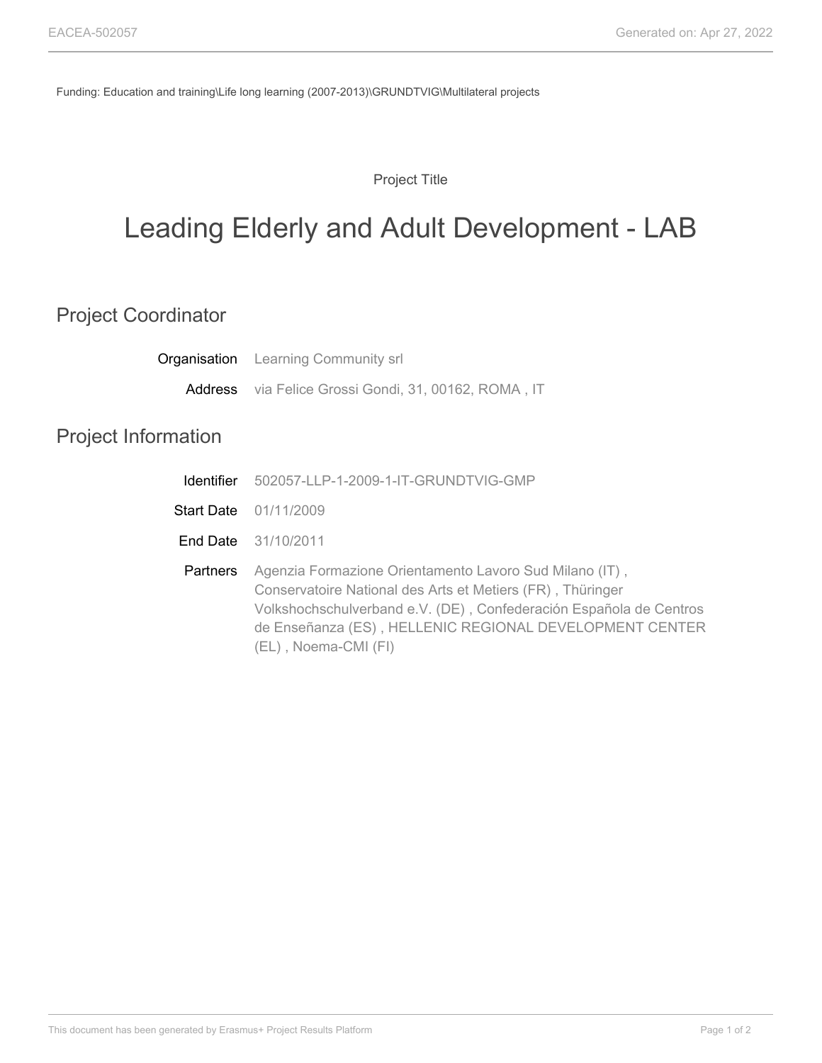Funding: Education and training\Life long learning (2007-2013)\GRUNDTVIG\Multilateral projects

Project Title

# Leading Elderly and Adult Development - LAB

## Project Coordinator

**Organisation** Learning Community srl

**Address** via Felice Grossi Gondi, 31, 00162, ROMA , IT

## Project Information

**Identifier** 502057-LLP-1-2009-1-IT-GRUNDTVIG-GMP

**Start Date** 01/11/2009

**End Date** 31/10/2011

**Partners** Agenzia Formazione Orientamento Lavoro Sud Milano (IT) , Conservatoire National des Arts et Metiers (FR) , Thüringer Volkshochschulverband e.V. (DE) , Confederación Española de Centros de Enseñanza (ES) , HELLENIC REGIONAL DEVELOPMENT CENTER (EL) , Noema-CMI (FI)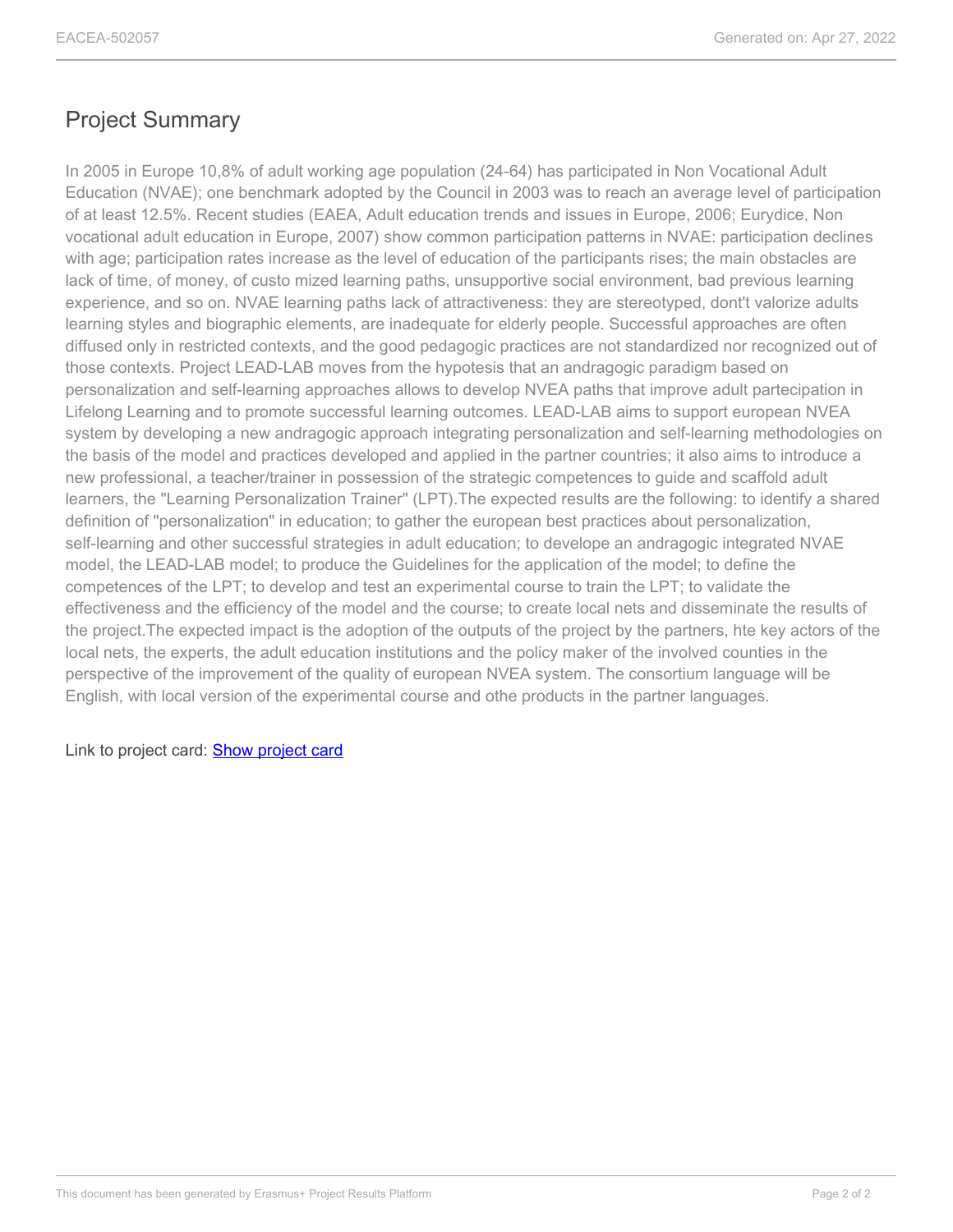# Project Summary

In 2005 in Europe 10,8% of adult working age population (24-64) has participated in Non Vocational Adult Education (NVAE); one benchmark adopted by the Council in 2003 was to reach an average level of participation of at least 12.5%. Recent studies (EAEA, Adult education trends and issues in Europe, 2006; Eurydice, Non vocational adult education in Europe, 2007) show common participation patterns in NVAE: participation declines with age; participation rates increase as the level of education of the participants rises; the main obstacles are lack of time, of money, of custo mized learning paths, unsupportive social environment, bad previous learning experience, and so on. NVAE learning paths lack of attractiveness: they are stereotyped, dont't valorize adults learning styles and biographic elements, are inadequate for elderly people. Successful approaches are often diffused only in restricted contexts, and the good pedagogic practices are not standardized nor recognized out of those contexts. Project LEAD-LAB moves from the hypotesis that an andragogic paradigm based on personalization and self-learning approaches allows to develop NVEA paths that improve adult partecipation in Lifelong Learning and to promote successful learning outcomes. LEAD-LAB aims to support european NVEA system by developing a new andragogic approach integrating personalization and self-learning methodologies on the basis of the model and practices developed and applied in the partner countries; it also aims to introduce a new professional, a teacher/trainer in possession of the strategic competences to guide and scaffold adult learners, the "Learning Personalization Trainer" (LPT).The expected results are the following: to identify a shared definition of "personalization" in education; to gather the european best practices about personalization, self-learning and other successful strategies in adult education; to develope an andragogic integrated NVAE model, the LEAD-LAB model; to produce the Guidelines for the application of the model; to define the competences of the LPT; to develop and test an experimental course to train the LPT; to validate the effectiveness and the efficiency of the model and the course; to create local nets and disseminate the results of the project.The expected impact is the adoption of the outputs of the project by the partners, hte key actors of the local nets, the experts, the adult education institutions and the policy maker of the involved counties in the perspective of the improvement of the quality of european NVEA system. The consortium language will be English, with local version of the experimental course and othe products in the partner languages.

Link to project card: [Show project card]